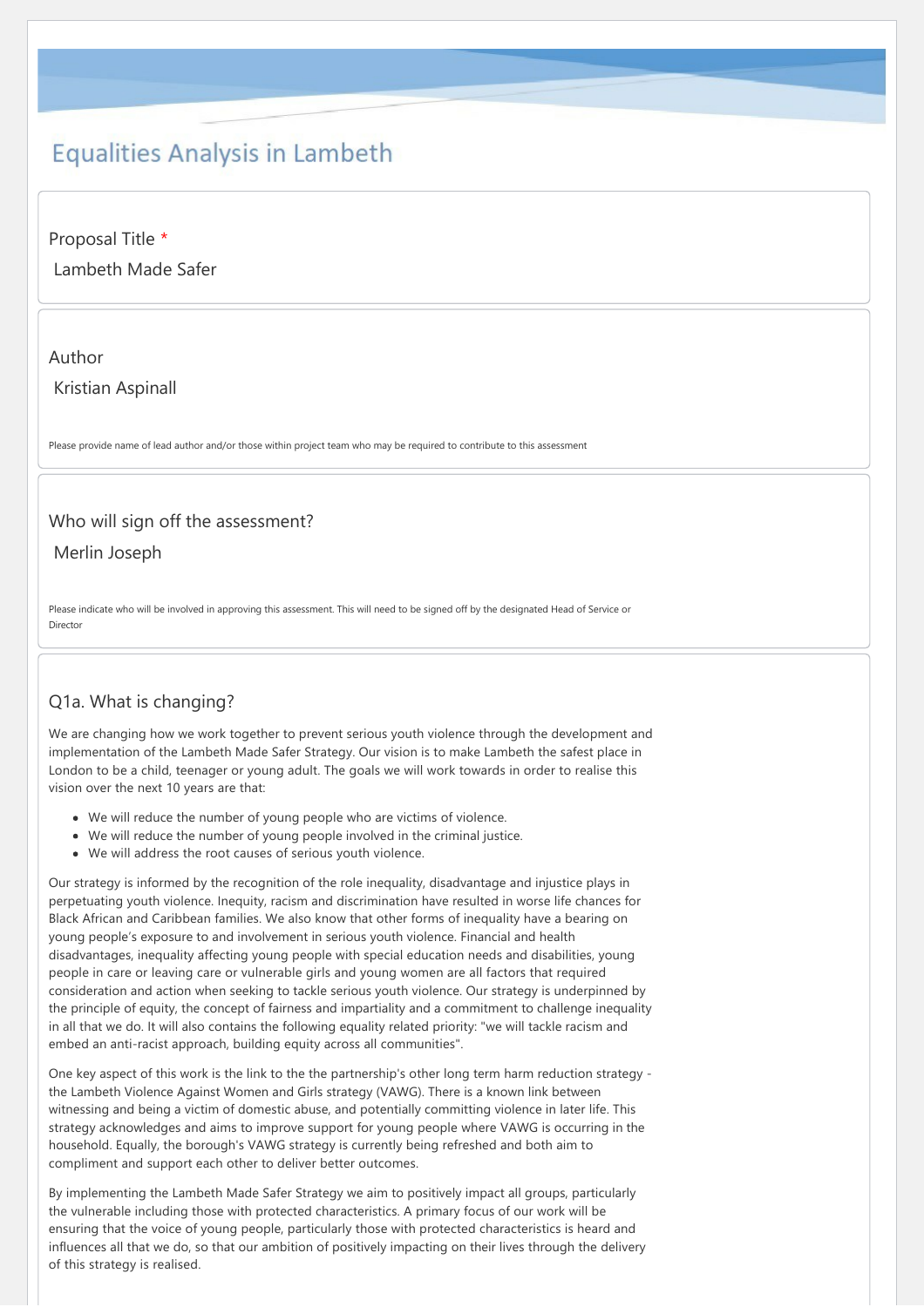# Equalities Analysis in Lambeth

Proposal Title *

Lambeth Made Safer

Author

Kristian Aspinall

Please provide name of lead author and/or those within project team who may be required to contribute to this assessment

Who will sign off the assessment?

Merlin Joseph

Please indicate who will be involved in approving this assessment. This will need to be signed off by the designated Head of Service or Director

## Q1a. What is changing?

We are changing how we work together to prevent serious youth violence through the development and implementation of the Lambeth Made Safer Strategy. Our vision is to make Lambeth the safest place in London to be a child, teenager or young adult. The goals we will work towards in order to realise this vision over the next 10 years are that:

- We will reduce the number of young people who are victims of violence.
- We will reduce the number of young people involved in the criminal justice.
- We will address the root causes of serious youth violence.

Our strategy is informed by the recognition of the role inequality, disadvantage and injustice plays in perpetuating youth violence. Inequity, racism and discrimination have resulted in worse life chances for Black African and Caribbean families. We also know that other forms of inequality have a bearing on young people's exposure to and involvement in serious youth violence. Financial and health disadvantages, inequality affecting young people with special education needs and disabilities, young people in care or leaving care or vulnerable girls and young women are all factors that required consideration and action when seeking to tackle serious youth violence. Our strategy is underpinned by the principle of equity, the concept of fairness and impartiality and a commitment to challenge inequality in all that we do. It will also contains the following equality related priority: "we will tackle racism and embed an anti-racist approach, building equity across all communities".

One key aspect of this work is the link to the the partnership's other long term harm reduction strategy - the Lambeth Violence Against Women and Girls strategy (VAWG). There is a known link between witnessing and being a victim of domestic abuse, and potentially committing violence in later life. This strategy acknowledges and aims to improve support for young people where VAWG is occurring in the household. Equally, the borough's VAWG strategy is currently being refreshed and both aim to compliment and support each other to deliver better outcomes.

By implementing the Lambeth Made Safer Strategy we aim to positively impact all groups, particularly the vulnerable including those with protected characteristics. A primary focus of our work will be ensuring that the voice of young people, particularly those with protected characteristics is heard and influences all that we do, so that our ambition of positively impacting on their lives through the delivery of this strategy is realised.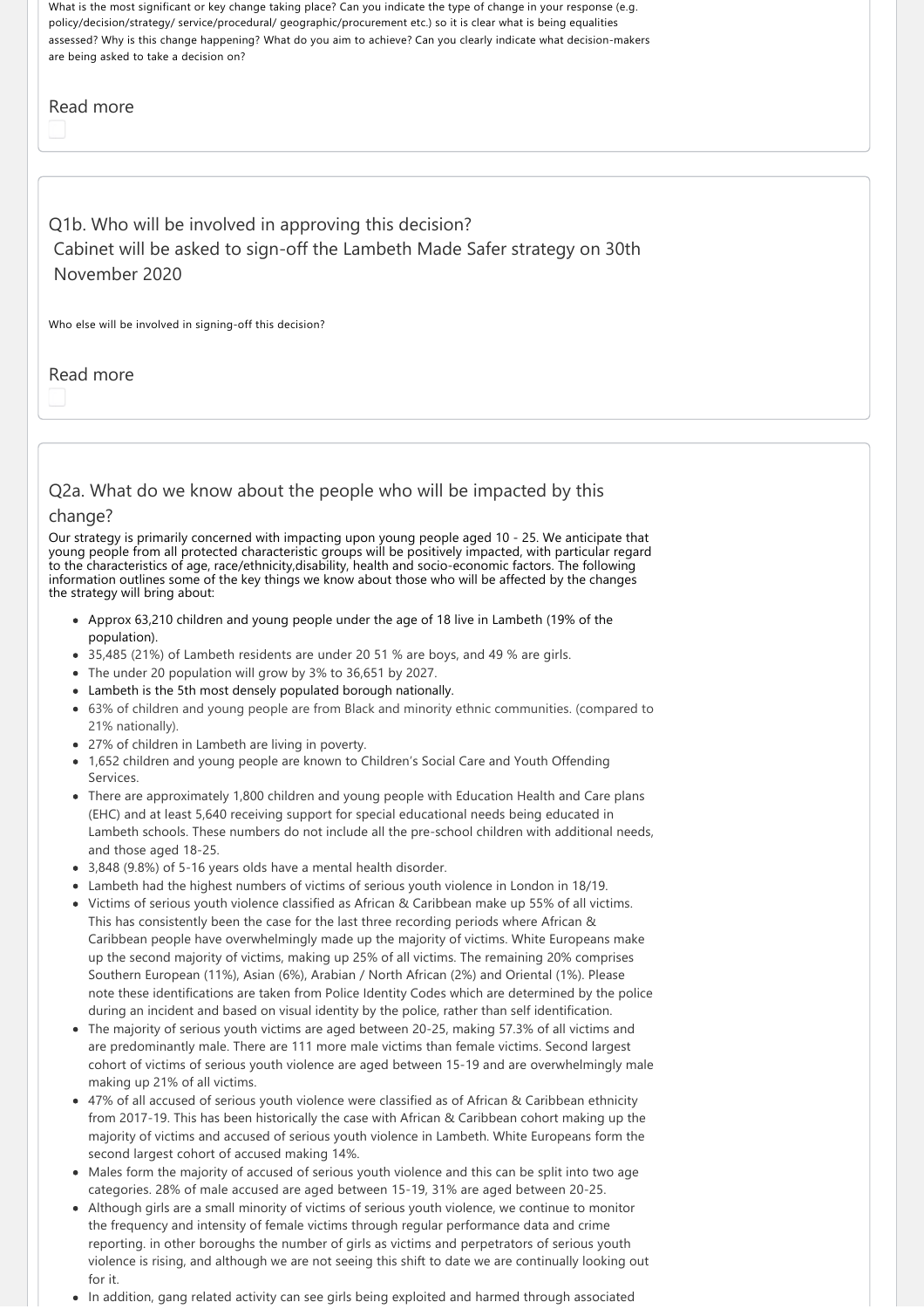What is the most significant or key change taking place? Can you indicate the type of change in your response (e.g. policy/decision/strategy/ service/procedural/ geographic/procurement etc.) so it is clear what is being equalities assessed? Why is this change happening? What do you aim to achieve? Can you clearly indicate what decision-makers are being asked to take a decision on?

Read more

## Q1b. Who will be involved in approving this decision?

Cabinet will be asked to sign-off the Lambeth Made Safer strategy on 30th November 2020

Who else will be involved in signing-off this decision?

Read more

## Q2a. What do we know about the people who will be impacted by this change?

Our strategy is primarily concerned with impacting upon young people aged 10 - 25. We anticipate that young people from all protected characteristic groups will be positively impacted, with particular regard to the characteristics of age, race/ethnicity,disability, health and socio-economic factors. The following information outlines some of the key things we know about those who will be affected by the changes the strategy will bring about:

- Approx 63,210 children and young people under the age of 18 live in Lambeth (19% of the population).
- 35,485 (21%) of Lambeth residents are under 20 51 % are boys, and 49 % are girls.
- The under 20 population will grow by 3% to 36,651 by 2027.
- Lambeth is the 5th most densely populated borough nationally.
- 63% of children and young people are from Black and minority ethnic communities. (compared to 21% nationally).
- 27% of children in Lambeth are living in poverty.
- 1,652 children and young people are known to Children's Social Care and Youth Offending Services.
- There are approximately 1,800 children and young people with Education Health and Care plans (EHC) and at least 5,640 receiving support for special educational needs being educated in Lambeth schools. These numbers do not include all the pre-school children with additional needs, and those aged 18-25.
- 3,848 (9.8%) of 5-16 years olds have a mental health disorder.
- Lambeth had the highest numbers of victims of serious youth violence in London in 18/19.
- Victims of serious youth violence classified as African & Caribbean make up 55% of all victims. This has consistently been the case for the last three recording periods where African & Caribbean people have overwhelmingly made up the majority of victims. White Europeans make up the second majority of victims, making up 25% of all victims. The remaining 20% comprises Southern European (11%), Asian (6%), Arabian / North African (2%) and Oriental (1%). Please note these identifications are taken from Police Identity Codes which are determined by the police during an incident and based on visual identity by the police, rather than self identification.
- The majority of serious youth victims are aged between 20-25, making 57.3% of all victims and are predominantly male. There are 111 more male victims than female victims. Second largest cohort of victims of serious youth violence are aged between 15-19 and are overwhelmingly male making up 21% of all victims.
- 47% of all accused of serious youth violence were classified as of African & Caribbean ethnicity from 2017-19. This has been historically the case with African & Caribbean cohort making up the majority of victims and accused of serious youth violence in Lambeth. White Europeans form the second largest cohort of accused making 14%.
- Males form the majority of accused of serious youth violence and this can be split into two age categories. 28% of male accused are aged between 15-19, 31% are aged between 20-25.
- Although girls are a small minority of victims of serious youth violence, we continue to monitor the frequency and intensity of female victims through regular performance data and crime reporting. in other boroughs the number of girls as victims and perpetrators of serious youth violence is rising, and although we are not seeing this shift to date we are continually looking out for it.
- In addition, gang related activity can see girls being exploited and harmed through associated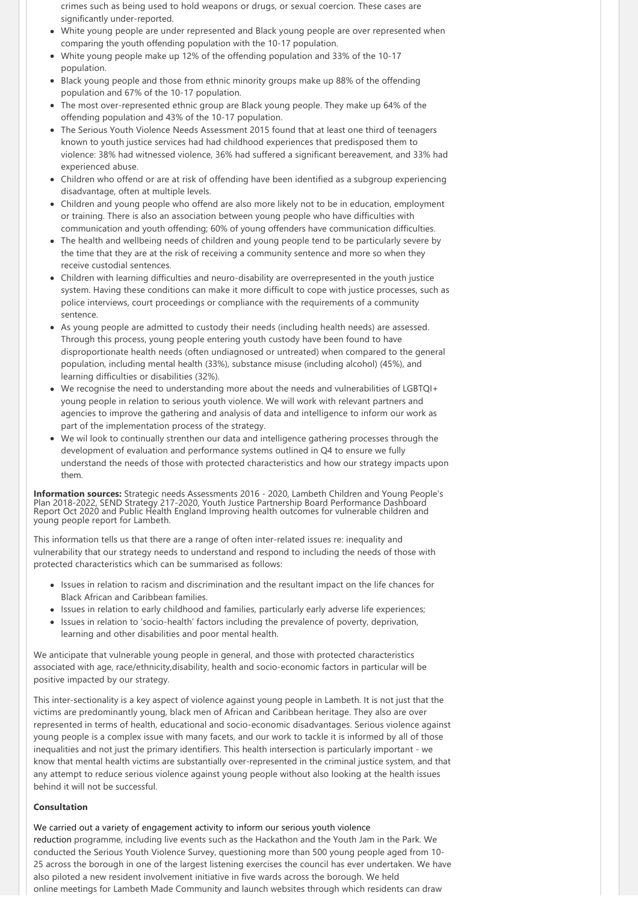crimes such as being used to hold weapons or drugs, or sexual coercion. These cases are significantly under-reported.

- White young people are under represented and Black young people are over represented when comparing the youth offending population with the 10-17 population.
- White young people make up 12% of the offending population and 33% of the 10-17 population.
- Black young people and those from ethnic minority groups make up 88% of the offending population and 67% of the 10-17 population.
- The most over-represented ethnic group are Black young people. They make up 64% of the offending population and 43% of the 10-17 population.
- The Serious Youth Violence Needs Assessment 2015 found that at least one third of teenagers known to youth justice services had had childhood experiences that predisposed them to violence: 38% had witnessed violence, 36% had suffered a significant bereavement, and 33% had experienced abuse.
- Children who offend or are at risk of offending have been identified as a subgroup experiencing disadvantage, often at multiple levels.
- Children and young people who offend are also more likely not to be in education, employment or training. There is also an association between young people who have difficulties with communication and youth offending; 60% of young offenders have communication difficulties.
- The health and wellbeing needs of children and young people tend to be particularly severe by the time that they are at the risk of receiving a community sentence and more so when they receive custodial sentences.
- Children with learning difficulties and neuro-disability are overrepresented in the youth justice system. Having these conditions can make it more difficult to cope with justice processes, such as police interviews, court proceedings or compliance with the requirements of a community sentence.
- As young people are admitted to custody their needs (including health needs) are assessed. Through this process, young people entering youth custody have been found to have disproportionate health needs (often undiagnosed or untreated) when compared to the general population, including mental health (33%), substance misuse (including alcohol) (45%), and learning difficulties or disabilities (32%).
- We recognise the need to understanding more about the needs and vulnerabilities of LGBTQI+ young people in relation to serious youth violence. We will work with relevant partners and agencies to improve the gathering and analysis of data and intelligence to inform our work as part of the implementation process of the strategy.
- We wil look to continually strenthen our data and intelligence gathering processes through the development of evaluation and performance systems outlined in Q4 to ensure we fully understand the needs of those with protected characteristics and how our strategy impacts upon them.

**Information sources:** Strategic needs Assessments 2016 - 2020, Lambeth Children and Young People's Plan 2018-2022, SEND Strategy 217-2020, Youth Justice Partnership Board Performance Dashboard Report Oct 2020 and Public Health England Improving health outcomes for vulnerable children and young people report for Lambeth.

This information tells us that there are a range of often inter-related issues re: inequality and vulnerability that our strategy needs to understand and respond to including the needs of those with protected characteristics which can be summarised as follows:

- Issues in relation to racism and discrimination and the resultant impact on the life chances for Black African and Caribbean families.
- Issues in relation to early childhood and families, particularly early adverse life experiences;
- Issues in relation to 'socio-health' factors including the prevalence of poverty, deprivation, learning and other disabilities and poor mental health.

We anticipate that vulnerable young people in general, and those with protected characteristics associated with age, race/ethnicity,disability, health and socio-economic factors in particular will be positive impacted by our strategy.

This inter-sectionality is a key aspect of violence against young people in Lambeth. It is not just that the victims are predominantly young, black men of African and Caribbean heritage. They also are over represented in terms of health, educational and socio-economic disadvantages. Serious violence against young people is a complex issue with many facets, and our work to tackle it is informed by all of those inequalities and not just the primary identifiers. This health intersection is particularly important - we know that mental health victims are substantially over-represented in the criminal justice system, and that any attempt to reduce serious violence against young people without also looking at the health issues behind it will not be successful.

**Consultation**

We carried out a variety of engagement activity to inform our serious youth violence reduction programme, including live events such as the Hackathon and the Youth Jam in the Park. We conducted the Serious Youth Violence Survey, questioning more than 500 young people aged from 10-25 across the borough in one of the largest listening exercises the council has ever undertaken. We have also piloted a new resident involvement initiative in five wards across the borough. We held online meetings for Lambeth Made Community and launch websites through which residents can draw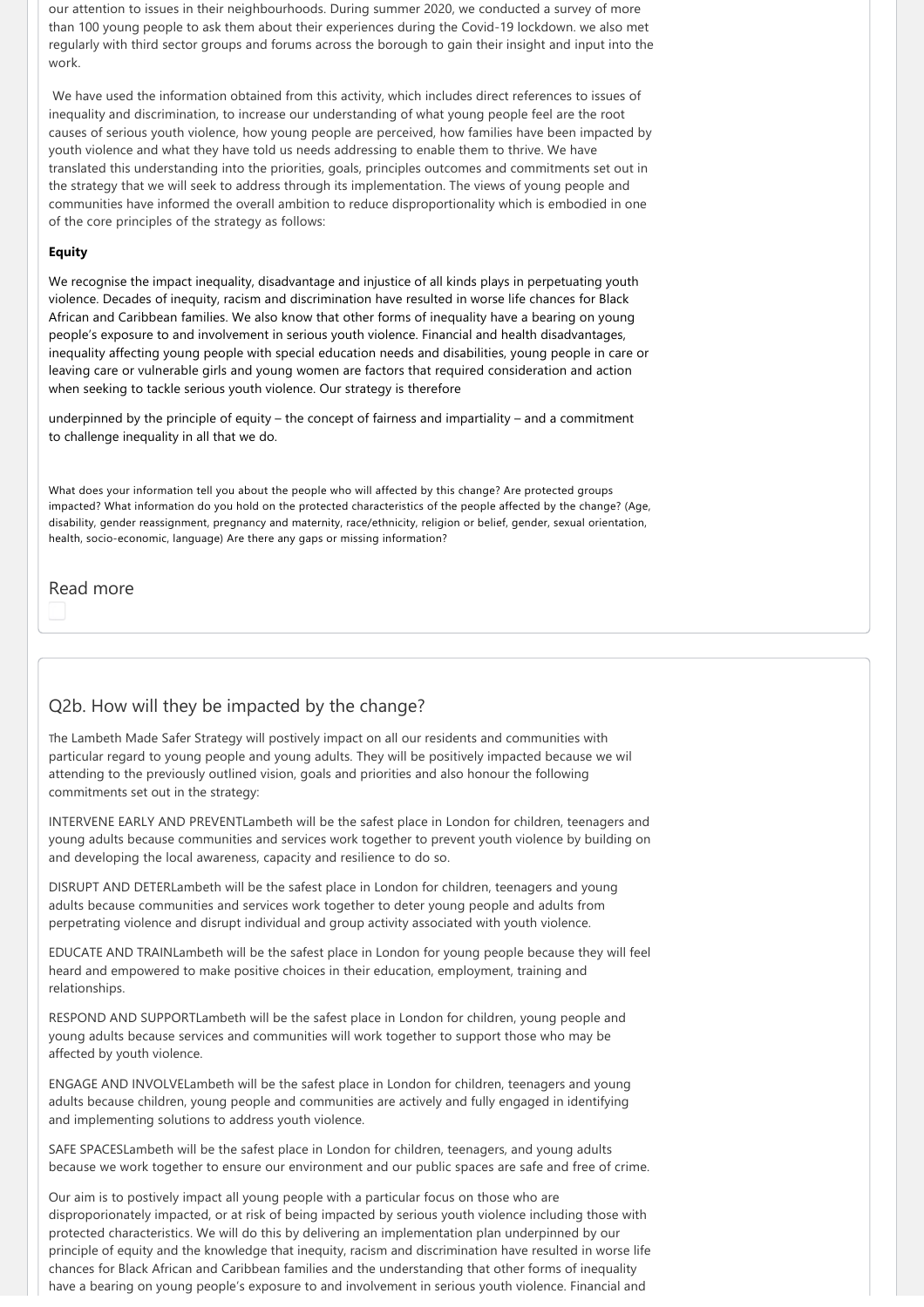our attention to issues in their neighbourhoods. During summer 2020, we conducted a survey of more than 100 young people to ask them about their experiences during the Covid-19 lockdown. we also met regularly with third sector groups and forums across the borough to gain their insight and input into the work.

We have used the information obtained from this activity, which includes direct references to issues of inequality and discrimination, to increase our understanding of what young people feel are the root causes of serious youth violence, how young people are perceived, how families have been impacted by youth violence and what they have told us needs addressing to enable them to thrive. We have translated this understanding into the priorities, goals, principles outcomes and commitments set out in the strategy that we will seek to address through its implementation. The views of young people and communities have informed the overall ambition to reduce disproportionality which is embodied in one of the core principles of the strategy as follows:

**Equity**

We recognise the impact inequality, disadvantage and injustice of all kinds plays in perpetuating youth violence. Decades of inequity, racism and discrimination have resulted in worse life chances for Black African and Caribbean families. We also know that other forms of inequality have a bearing on young people's exposure to and involvement in serious youth violence. Financial and health disadvantages, inequality affecting young people with special education needs and disabilities, young people in care or leaving care or vulnerable girls and young women are factors that required consideration and action when seeking to tackle serious youth violence. Our strategy is therefore

underpinned by the principle of equity – the concept of fairness and impartiality – and a commitment to challenge inequality in all that we do.

What does your information tell you about the people who will affected by this change? Are protected groups impacted? What information do you hold on the protected characteristics of the people affected by the change? (Age, disability, gender reassignment, pregnancy and maternity, race/ethnicity, religion or belief, gender, sexual orientation, health, socio-economic, language) Are there any gaps or missing information?

Read more

## Q2b. How will they be impacted by the change?

The Lambeth Made Safer Strategy will postively impact on all our residents and communities with particular regard to young people and young adults. They will be positively impacted because we wil attending to the previously outlined vision, goals and priorities and also honour the following commitments set out in the strategy:

INTERVENE EARLY AND PREVENTLambeth will be the safest place in London for children, teenagers and young adults because communities and services work together to prevent youth violence by building on and developing the local awareness, capacity and resilience to do so.

DISRUPT AND DETERLambeth will be the safest place in London for children, teenagers and young adults because communities and services work together to deter young people and adults from perpetrating violence and disrupt individual and group activity associated with youth violence.

EDUCATE AND TRAINLambeth will be the safest place in London for young people because they will feel heard and empowered to make positive choices in their education, employment, training and relationships.

RESPOND AND SUPPORTLambeth will be the safest place in London for children, young people and young adults because services and communities will work together to support those who may be affected by youth violence.

ENGAGE AND INVOLVELambeth will be the safest place in London for children, teenagers and young adults because children, young people and communities are actively and fully engaged in identifying and implementing solutions to address youth violence.

SAFE SPACESLambeth will be the safest place in London for children, teenagers, and young adults because we work together to ensure our environment and our public spaces are safe and free of crime.

Our aim is to postively impact all young people with a particular focus on those who are disproporionately impacted, or at risk of being impacted by serious youth violence including those with protected characteristics. We will do this by delivering an implementation plan underpinned by our principle of equity and the knowledge that inequity, racism and discrimination have resulted in worse life chances for Black African and Caribbean families and the understanding that other forms of inequality have a bearing on young people's exposure to and involvement in serious youth violence. Financial and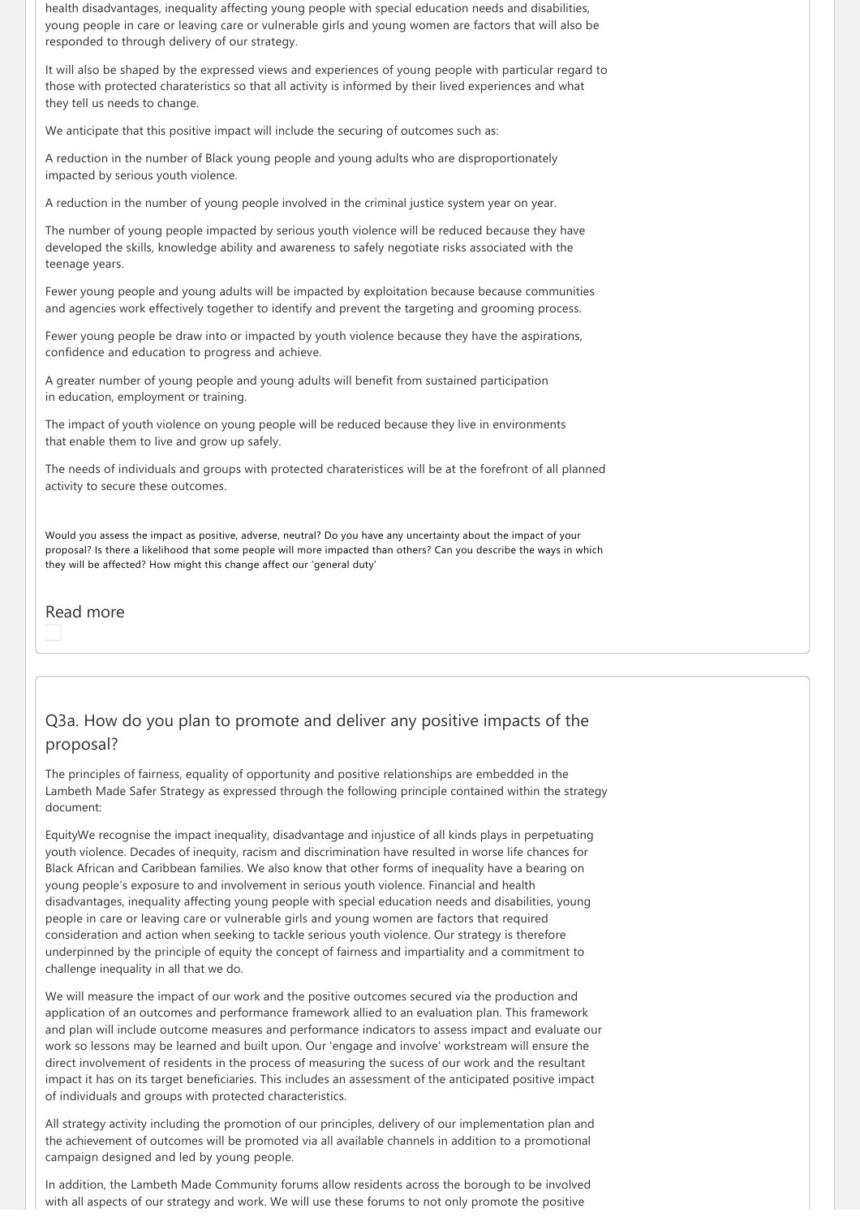health disadvantages, inequality affecting young people with special education needs and disabilities, young people in care or leaving care or vulnerable girls and young women are factors that will also be responded to through delivery of our strategy.

It will also be shaped by the expressed views and experiences of young people with particular regard to those with protected charateristics so that all activity is informed by their lived experiences and what they tell us needs to change.

We anticipate that this positive impact will include the securing of outcomes such as:

A reduction in the number of Black young people and young adults who are disproportionately impacted by serious youth violence.

A reduction in the number of young people involved in the criminal justice system year on year.

The number of young people impacted by serious youth violence will be reduced because they have developed the skills, knowledge ability and awareness to safely negotiate risks associated with the teenage years.

Fewer young people and young adults will be impacted by exploitation because because communities and agencies work effectively together to identify and prevent the targeting and grooming process.

Fewer young people be draw into or impacted by youth violence because they have the aspirations, confidence and education to progress and achieve.

A greater number of young people and young adults will benefit from sustained participation in education, employment or training.

The impact of youth violence on young people will be reduced because they live in environments that enable them to live and grow up safely.

The needs of individuals and groups with protected charateristices will be at the forefront of all planned activity to secure these outcomes.

Would you assess the impact as positive, adverse, neutral? Do you have any uncertainty about the impact of your proposal? Is there a likelihood that some people will more impacted than others? Can you describe the ways in which they will be affected? How might this change affect our 'general duty'

Read more

## Q3a. How do you plan to promote and deliver any positive impacts of the proposal?

The principles of fairness, equality of opportunity and positive relationships are embedded in the Lambeth Made Safer Strategy as expressed through the following principle contained within the strategy document:

EquityWe recognise the impact inequality, disadvantage and injustice of all kinds plays in perpetuating youth violence. Decades of inequity, racism and discrimination have resulted in worse life chances for Black African and Caribbean families. We also know that other forms of inequality have a bearing on young people's exposure to and involvement in serious youth violence. Financial and health disadvantages, inequality affecting young people with special education needs and disabilities, young people in care or leaving care or vulnerable girls and young women are factors that required consideration and action when seeking to tackle serious youth violence. Our strategy is therefore underpinned by the principle of equity the concept of fairness and impartiality and a commitment to challenge inequality in all that we do.

We will measure the impact of our work and the positive outcomes secured via the production and application of an outcomes and performance framework allied to an evaluation plan. This framework and plan will include outcome measures and performance indicators to assess impact and evaluate our work so lessons may be learned and built upon. Our 'engage and involve' workstream will ensure the direct involvement of residents in the process of measuring the sucess of our work and the resultant impact it has on its target beneficiaries. This includes an assessment of the anticipated positive impact of individuals and groups with protected characteristics.

All strategy activity including the promotion of our principles, delivery of our implementation plan and the achievement of outcomes will be promoted via all available channels in addition to a promotional campaign designed and led by young people.

In addition, the Lambeth Made Community forums allow residents across the borough to be involved with all aspects of our strategy and work. We will use these forums to not only promote the positive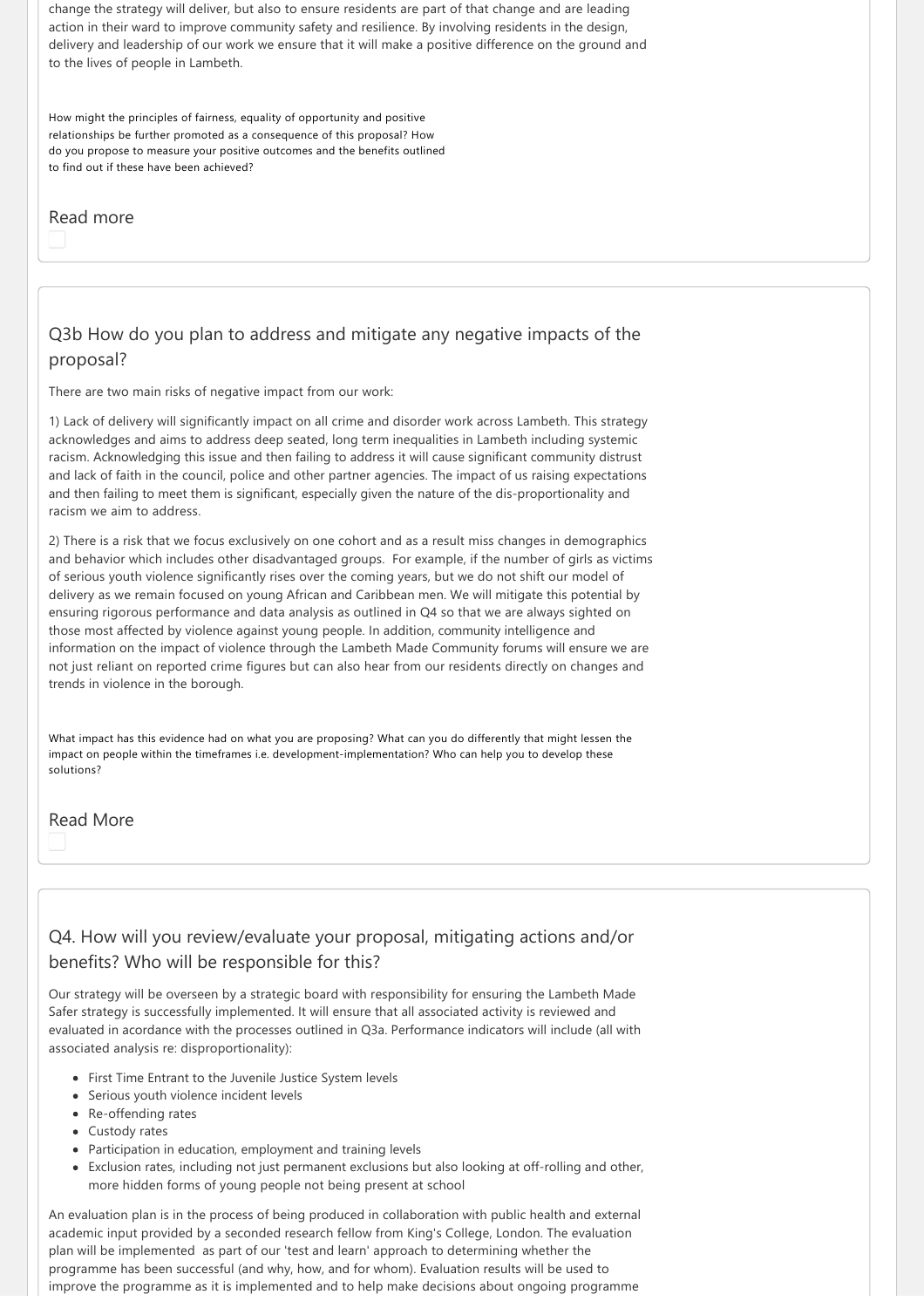change the strategy will deliver, but also to ensure residents are part of that change and are leading action in their ward to improve community safety and resilience. By involving residents in the design, delivery and leadership of our work we ensure that it will make a positive difference on the ground and to the lives of people in Lambeth.

How might the principles of fairness, equality of opportunity and positive relationships be further promoted as a consequence of this proposal? How do you propose to measure your positive outcomes and the benefits outlined to find out if these have been achieved?

Read more

## Q3b How do you plan to address and mitigate any negative impacts of the proposal?

There are two main risks of negative impact from our work:

1) Lack of delivery will significantly impact on all crime and disorder work across Lambeth. This strategy acknowledges and aims to address deep seated, long term inequalities in Lambeth including systemic racism. Acknowledging this issue and then failing to address it will cause significant community distrust and lack of faith in the council, police and other partner agencies. The impact of us raising expectations and then failing to meet them is significant, especially given the nature of the dis-proportionality and racism we aim to address.

2) There is a risk that we focus exclusively on one cohort and as a result miss changes in demographics and behavior which includes other disadvantaged groups. For example, if the number of girls as victims of serious youth violence significantly rises over the coming years, but we do not shift our model of delivery as we remain focused on young African and Caribbean men. We will mitigate this potential by ensuring rigorous performance and data analysis as outlined in Q4 so that we are always sighted on those most affected by violence against young people. In addition, community intelligence and information on the impact of violence through the Lambeth Made Community forums will ensure we are not just reliant on reported crime figures but can also hear from our residents directly on changes and trends in violence in the borough.

What impact has this evidence had on what you are proposing? What can you do differently that might lessen the impact on people within the timeframes i.e. development-implementation? Who can help you to develop these solutions?

Read More

## Q4. How will you review/evaluate your proposal, mitigating actions and/or benefits? Who will be responsible for this?

Our strategy will be overseen by a strategic board with responsibility for ensuring the Lambeth Made Safer strategy is successfully implemented. It will ensure that all associated activity is reviewed and evaluated in acordance with the processes outlined in Q3a. Performance indicators will include (all with associated analysis re: disproportionality):

- First Time Entrant to the Juvenile Justice System levels
- Serious youth violence incident levels
- Re-offending rates
- Custody rates
- Participation in education, employment and training levels
- Exclusion rates, including not just permanent exclusions but also looking at off-rolling and other, more hidden forms of young people not being present at school

An evaluation plan is in the process of being produced in collaboration with public health and external academic input provided by a seconded research fellow from King's College, London. The evaluation plan will be implemented as part of our 'test and learn' approach to determining whether the programme has been successful (and why, how, and for whom). Evaluation results will be used to improve the programme as it is implemented and to help make decisions about ongoing programme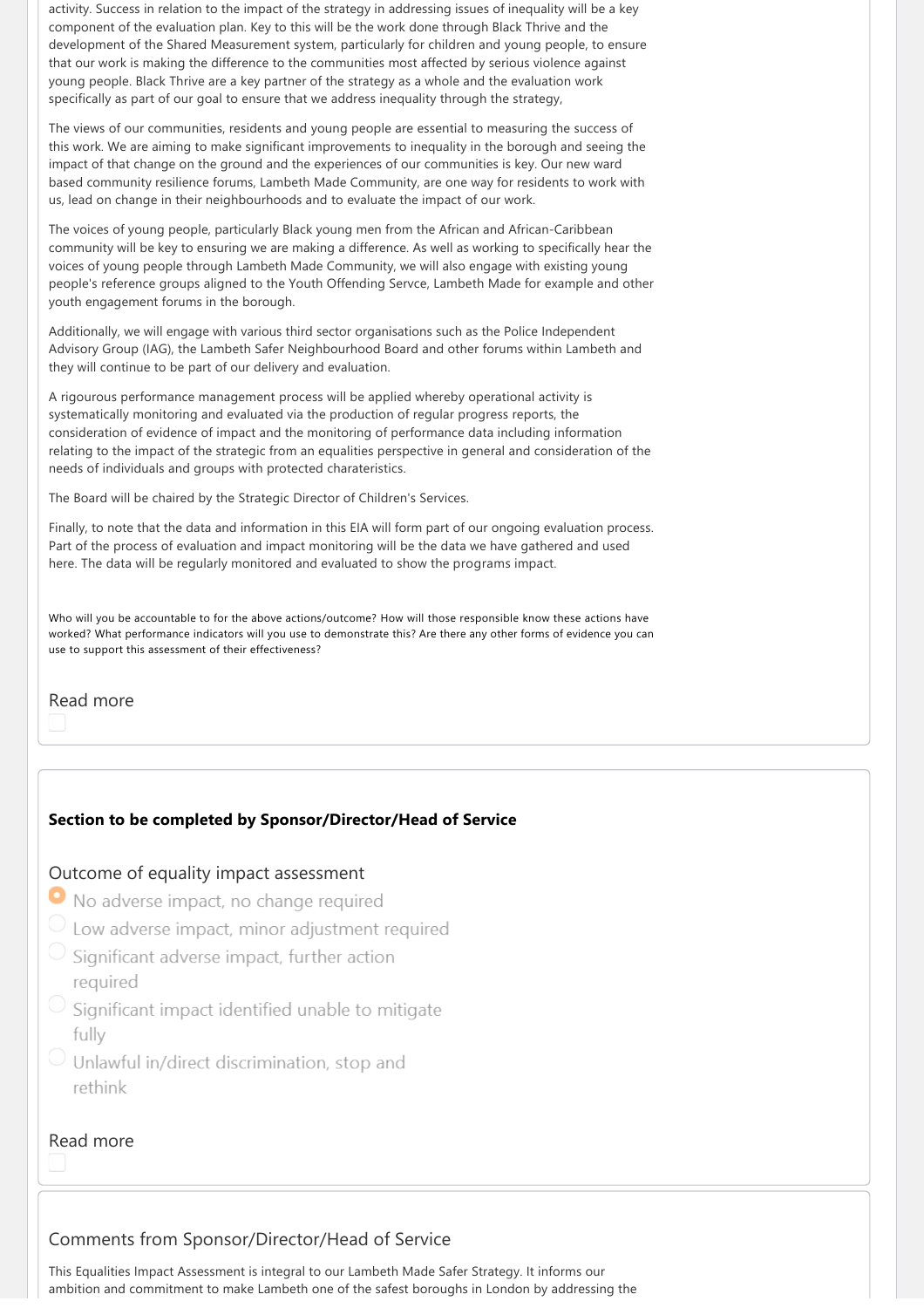activity. Success in relation to the impact of the strategy in addressing issues of inequality will be a key component of the evaluation plan. Key to this will be the work done through Black Thrive and the development of the Shared Measurement system, particularly for children and young people, to ensure that our work is making the difference to the communities most affected by serious violence against young people. Black Thrive are a key partner of the strategy as a whole and the evaluation work specifically as part of our goal to ensure that we address inequality through the strategy,

The views of our communities, residents and young people are essential to measuring the success of this work. We are aiming to make significant improvements to inequality in the borough and seeing the impact of that change on the ground and the experiences of our communities is key. Our new ward based community resilience forums, Lambeth Made Community, are one way for residents to work with us, lead on change in their neighbourhoods and to evaluate the impact of our work.

The voices of young people, particularly Black young men from the African and African-Caribbean community will be key to ensuring we are making a difference. As well as working to specifically hear the voices of young people through Lambeth Made Community, we will also engage with existing young people's reference groups aligned to the Youth Offending Servce, Lambeth Made for example and other youth engagement forums in the borough.

Additionally, we will engage with various third sector organisations such as the Police Independent Advisory Group (IAG), the Lambeth Safer Neighbourhood Board and other forums within Lambeth and they will continue to be part of our delivery and evaluation.

A rigourous performance management process will be applied whereby operational activity is systematically monitoring and evaluated via the production of regular progress reports, the consideration of evidence of impact and the monitoring of performance data including information relating to the impact of the strategic from an equalities perspective in general and consideration of the needs of individuals and groups with protected charateristics.

The Board will be chaired by the Strategic Director of Children's Services.

Finally, to note that the data and information in this EIA will form part of our ongoing evaluation process. Part of the process of evaluation and impact monitoring will be the data we have gathered and used here. The data will be regularly monitored and evaluated to show the programs impact.

Who will you be accountable to for the above actions/outcome? How will those responsible know these actions have worked? What performance indicators will you use to demonstrate this? Are there any other forms of evidence you can use to support this assessment of their effectiveness?

Read more

**Section to be completed by Sponsor/Director/Head of Service**

Outcome of equality impact assessment

- (●) No adverse impact, no change required
- ( ) Low adverse impact, minor adjustment required
- ( ) Significant adverse impact, further action required
- ( ) Significant impact identified unable to mitigate fully
- ( ) Unlawful in/direct discrimination, stop and rethink

Read more

Comments from Sponsor/Director/Head of Service

This Equalities Impact Assessment is integral to our Lambeth Made Safer Strategy. It informs our ambition and commitment to make Lambeth one of the safest boroughs in London by addressing the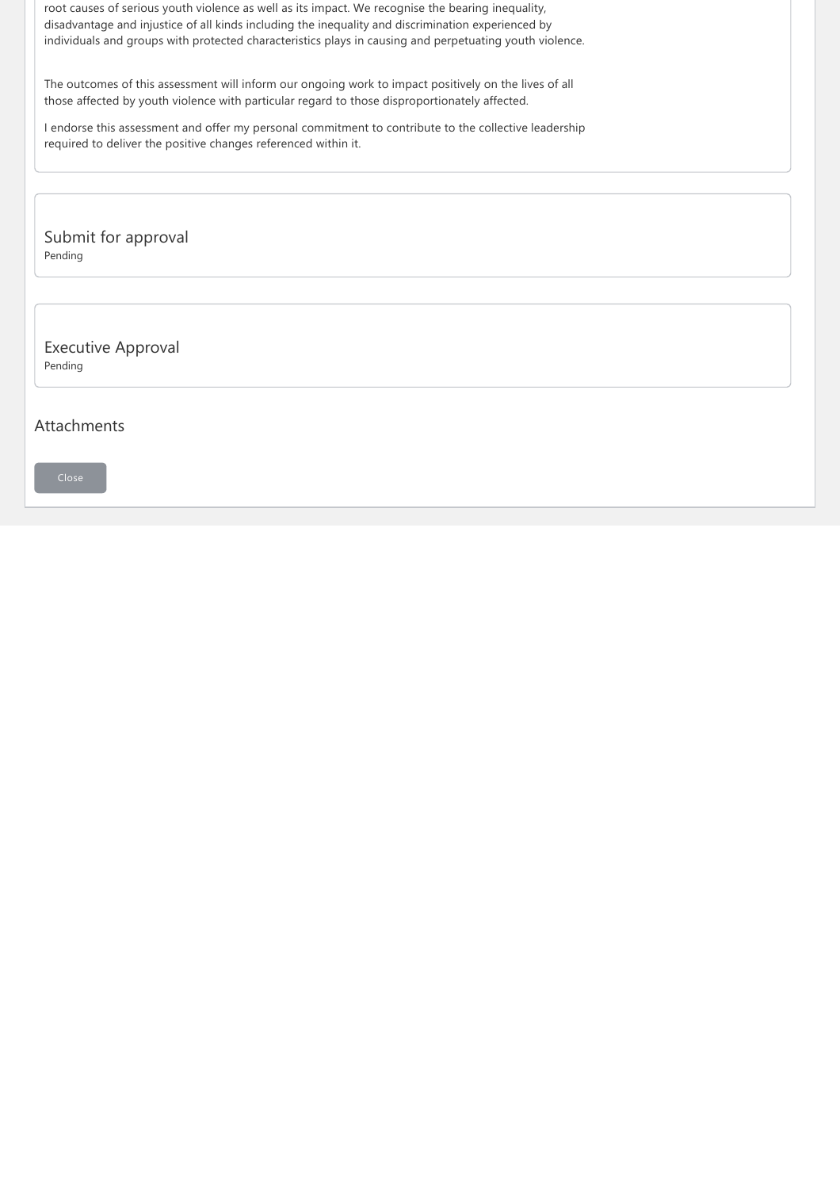root causes of serious youth violence as well as its impact. We recognise the bearing inequality, disadvantage and injustice of all kinds including the inequality and discrimination experienced by individuals and groups with protected characteristics plays in causing and perpetuating youth violence.

The outcomes of this assessment will inform our ongoing work to impact positively on the lives of all those affected by youth violence with particular regard to those disproportionately affected.

I endorse this assessment and offer my personal commitment to contribute to the collective leadership required to deliver the positive changes referenced within it.

## Submit for approval

Pending

## Executive Approval

Pending

## Attachments

Close